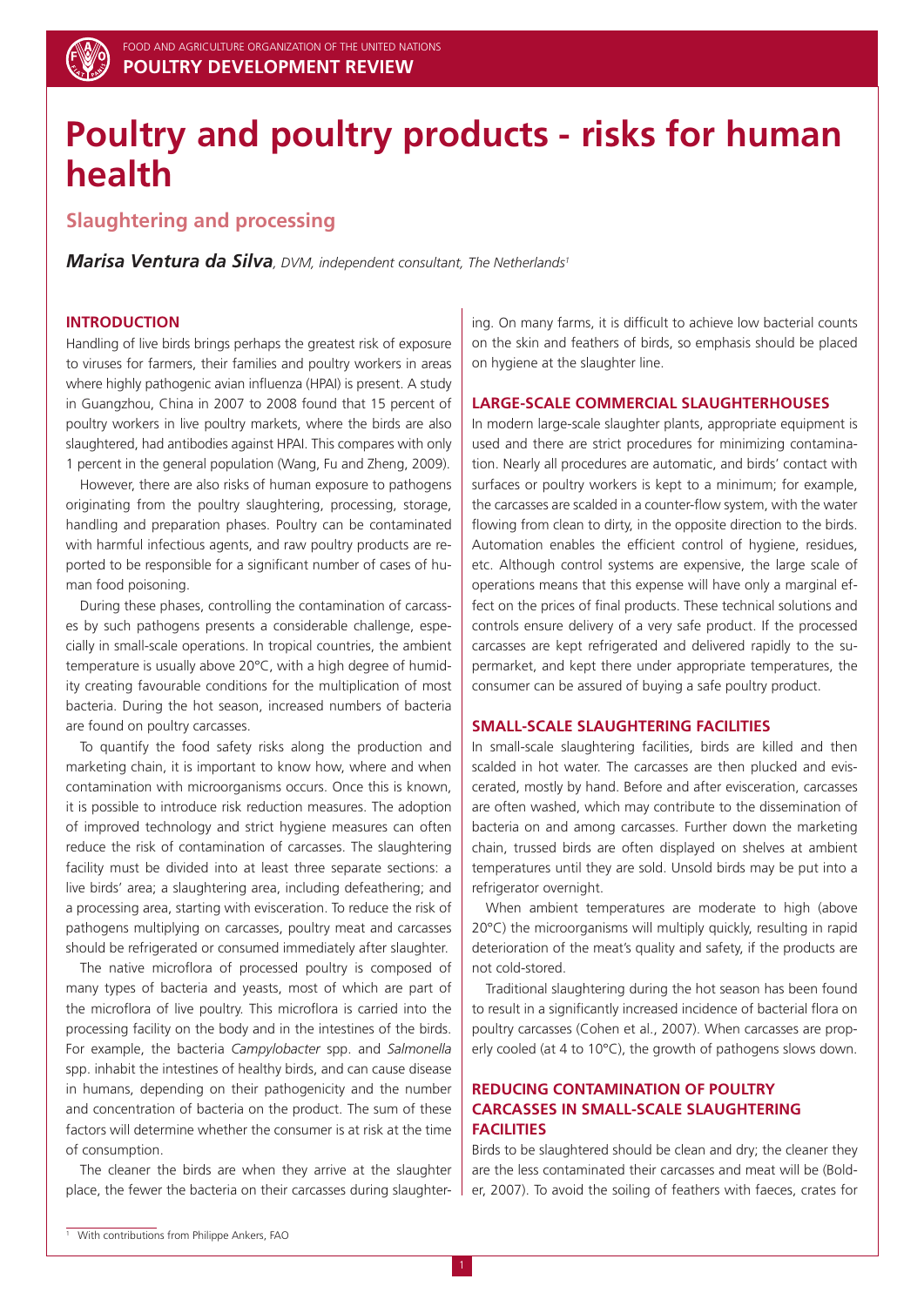# Poultry and poultry products - risks for human health

## Slaughtering and processing

***Marisa Ventura da Silva**, DVM, independent consultant, The Netherlands*[1]

### INTRODUCTION

Handling of live birds brings perhaps the greatest risk of exposure to viruses for farmers, their families and poultry workers in areas where highly pathogenic avian influenza (HPAI) is present. A study in Guangzhou, China in 2007 to 2008 found that 15 percent of poultry workers in live poultry markets, where the birds are also slaughtered, had antibodies against HPAI. This compares with only 1 percent in the general population (Wang, Fu and Zheng, 2009).

However, there are also risks of human exposure to pathogens originating from the poultry slaughtering, processing, storage, handling and preparation phases. Poultry can be contaminated with harmful infectious agents, and raw poultry products are reported to be responsible for a significant number of cases of human food poisoning.

During these phases, controlling the contamination of carcasses by such pathogens presents a considerable challenge, especially in small-scale operations. In tropical countries, the ambient temperature is usually above 20°C, with a high degree of humidity creating favourable conditions for the multiplication of most bacteria. During the hot season, increased numbers of bacteria are found on poultry carcasses.

To quantify the food safety risks along the production and marketing chain, it is important to know how, where and when contamination with microorganisms occurs. Once this is known, it is possible to introduce risk reduction measures. The adoption of improved technology and strict hygiene measures can often reduce the risk of contamination of carcasses. The slaughtering facility must be divided into at least three separate sections: a live birds' area; a slaughtering area, including defeathering; and a processing area, starting with evisceration. To reduce the risk of pathogens multiplying on carcasses, poultry meat and carcasses should be refrigerated or consumed immediately after slaughter.

The native microflora of processed poultry is composed of many types of bacteria and yeasts, most of which are part of the microflora of live poultry. This microflora is carried into the processing facility on the body and in the intestines of the birds. For example, the bacteria *Campylobacter* spp. and *Salmonella* spp. inhabit the intestines of healthy birds, and can cause disease in humans, depending on their pathogenicity and the number and concentration of bacteria on the product. The sum of these factors will determine whether the consumer is at risk at the time of consumption.

The cleaner the birds are when they arrive at the slaughter place, the fewer the bacteria on their carcasses during slaughtering. On many farms, it is difficult to achieve low bacterial counts on the skin and feathers of birds, so emphasis should be placed on hygiene at the slaughter line.

### LARGE-SCALE COMMERCIAL SLAUGHTERHOUSES

In modern large-scale slaughter plants, appropriate equipment is used and there are strict procedures for minimizing contamination. Nearly all procedures are automatic, and birds' contact with surfaces or poultry workers is kept to a minimum; for example, the carcasses are scalded in a counter-flow system, with the water flowing from clean to dirty, in the opposite direction to the birds. Automation enables the efficient control of hygiene, residues, etc. Although control systems are expensive, the large scale of operations means that this expense will have only a marginal effect on the prices of final products. These technical solutions and controls ensure delivery of a very safe product. If the processed carcasses are kept refrigerated and delivered rapidly to the supermarket, and kept there under appropriate temperatures, the consumer can be assured of buying a safe poultry product.

### SMALL-SCALE SLAUGHTERING FACILITIES

In small-scale slaughtering facilities, birds are killed and then scalded in hot water. The carcasses are then plucked and eviscerated, mostly by hand. Before and after evisceration, carcasses are often washed, which may contribute to the dissemination of bacteria on and among carcasses. Further down the marketing chain, trussed birds are often displayed on shelves at ambient temperatures until they are sold. Unsold birds may be put into a refrigerator overnight.

When ambient temperatures are moderate to high (above 20°C) the microorganisms will multiply quickly, resulting in rapid deterioration of the meat's quality and safety, if the products are not cold-stored.

Traditional slaughtering during the hot season has been found to result in a significantly increased incidence of bacterial flora on poultry carcasses (Cohen et al., 2007). When carcasses are properly cooled (at 4 to 10°C), the growth of pathogens slows down.

### REDUCING CONTAMINATION OF POULTRY CARCASSES IN SMALL-SCALE SLAUGHTERING FACILITIES

Birds to be slaughtered should be clean and dry; the cleaner they are the less contaminated their carcasses and meat will be (Bolder, 2007). To avoid the soiling of feathers with faeces, crates for

[1] With contributions from Philippe Ankers, FAO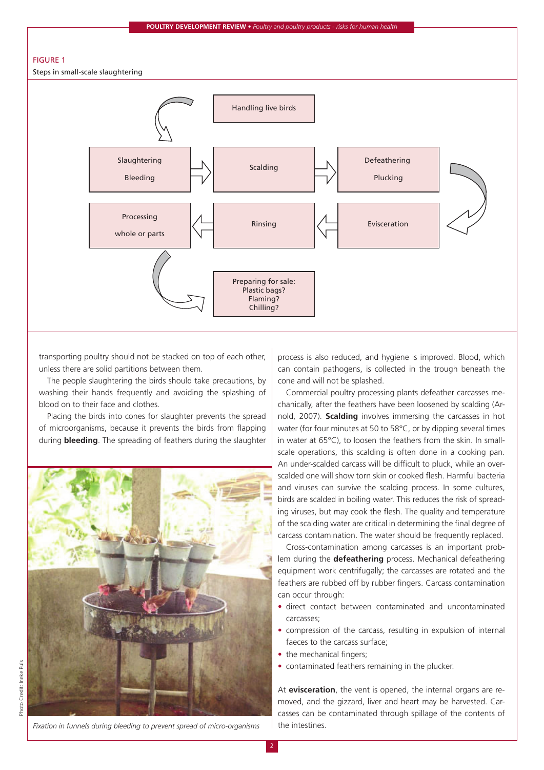FIGURE 1

Steps in small-scale slaughtering

Handling live birds → Slaughtering Bleeding → Scalding → Defeathering Plucking → Evisceration → Rinsing → Processing whole or parts → Preparing for sale: Plastic bags? Flaming? Chilling?

transporting poultry should not be stacked on top of each other, unless there are solid partitions between them.

The people slaughtering the birds should take precautions, by washing their hands frequently and avoiding the splashing of blood on to their face and clothes.

Placing the birds into cones for slaughter prevents the spread of microorganisms, because it prevents the birds from flapping during **bleeding**. The spreading of feathers during the slaughter process is also reduced, and hygiene is improved. Blood, which can contain pathogens, is collected in the trough beneath the cone and will not be splashed.

*Fixation in funnels during bleeding to prevent spread of micro-organisms*

Photo Credit: Ineke Puls

Commercial poultry processing plants defeather carcasses mechanically, after the feathers have been loosened by scalding (Arnold, 2007). **Scalding** involves immersing the carcasses in hot water (for four minutes at 50 to 58°C, or by dipping several times in water at 65°C), to loosen the feathers from the skin. In small-scale operations, this scalding is often done in a cooking pan. An under-scalded carcass will be difficult to pluck, while an over-scalded one will show torn skin or cooked flesh. Harmful bacteria and viruses can survive the scalding process. In some cultures, birds are scalded in boiling water. This reduces the risk of spreading viruses, but may cook the flesh. The quality and temperature of the scalding water are critical in determining the final degree of carcass contamination. The water should be frequently replaced.

Cross-contamination among carcasses is an important problem during the **defeathering** process. Mechanical defeathering equipment work centrifugally; the carcasses are rotated and the feathers are rubbed off by rubber fingers. Carcass contamination can occur through:

- direct contact between contaminated and uncontaminated carcasses;
- compression of the carcass, resulting in expulsion of internal faeces to the carcass surface;
- the mechanical fingers;
- contaminated feathers remaining in the plucker.

At **evisceration**, the vent is opened, the internal organs are removed, and the gizzard, liver and heart may be harvested. Carcasses can be contaminated through spillage of the contents of the intestines.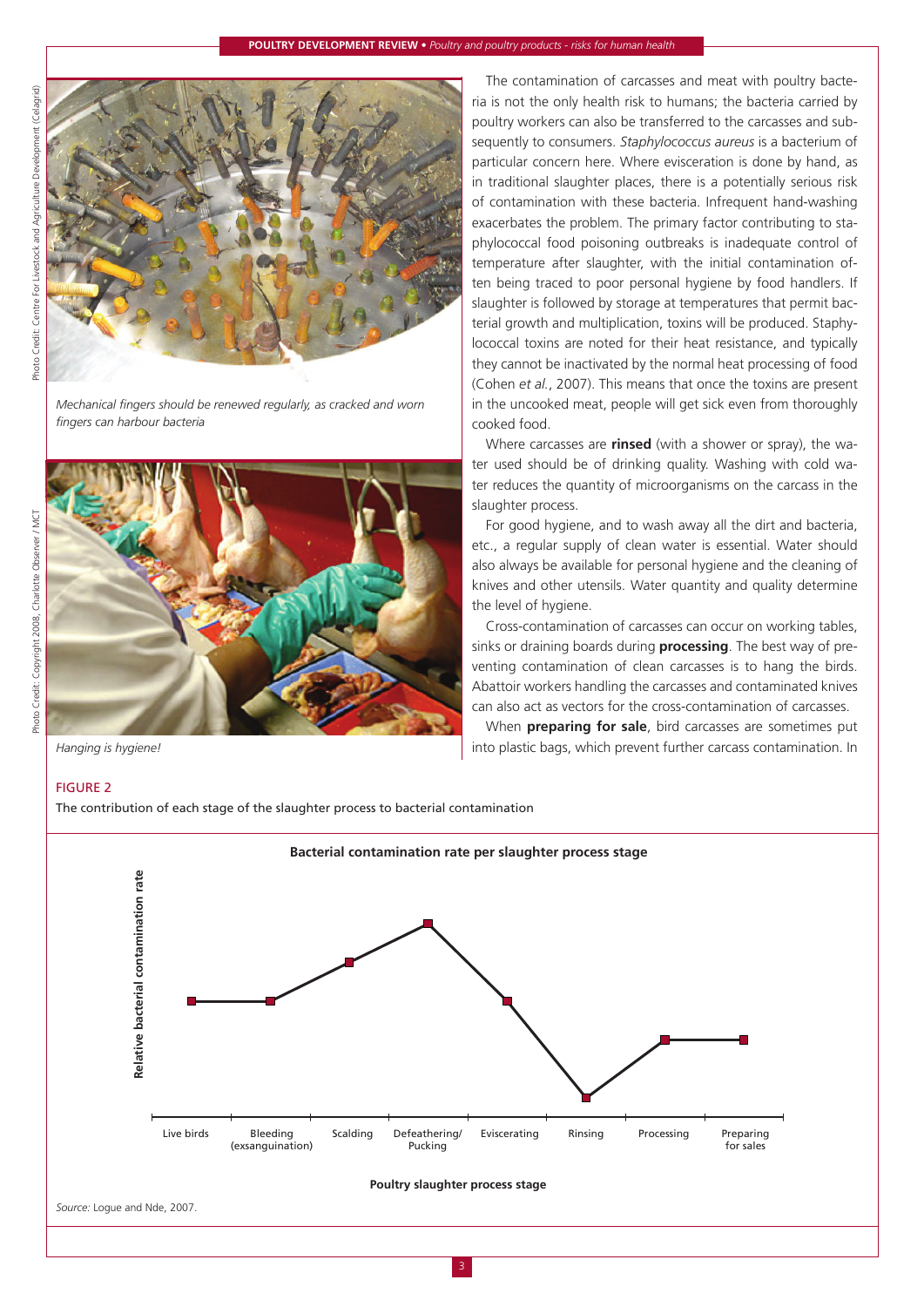*Mechanical fingers should be renewed regularly, as cracked and worn fingers can harbour bacteria*

*Hanging is hygiene!*

The contamination of carcasses and meat with poultry bacteria is not the only health risk to humans; the bacteria carried by poultry workers can also be transferred to the carcasses and subsequently to consumers. *Staphylococcus aureus* is a bacterium of particular concern here. Where evisceration is done by hand, as in traditional slaughter places, there is a potentially serious risk of contamination with these bacteria. Infrequent hand-washing exacerbates the problem. The primary factor contributing to staphylococcal food poisoning outbreaks is inadequate control of temperature after slaughter, with the initial contamination often being traced to poor personal hygiene by food handlers. If slaughter is followed by storage at temperatures that permit bacterial growth and multiplication, toxins will be produced. Staphylococcal toxins are noted for their heat resistance, and typically they cannot be inactivated by the normal heat processing of food (Cohen *et al.*, 2007). This means that once the toxins are present in the uncooked meat, people will get sick even from thoroughly cooked food.

Where carcasses are **rinsed** (with a shower or spray), the water used should be of drinking quality. Washing with cold water reduces the quantity of microorganisms on the carcass in the slaughter process.

For good hygiene, and to wash away all the dirt and bacteria, etc., a regular supply of clean water is essential. Water should also always be available for personal hygiene and the cleaning of knives and other utensils. Water quantity and quality determine the level of hygiene.

Cross-contamination of carcasses can occur on working tables, sinks or draining boards during **processing**. The best way of preventing contamination of clean carcasses is to hang the birds. Abattoir workers handling the carcasses and contaminated knives can also act as vectors for the cross-contamination of carcasses.

When **preparing for sale**, bird carcasses are sometimes put into plastic bags, which prevent further carcass contamination. In

FIGURE 2

The contribution of each stage of the slaughter process to bacterial contamination

*Source:* Logue and Nde, 2007.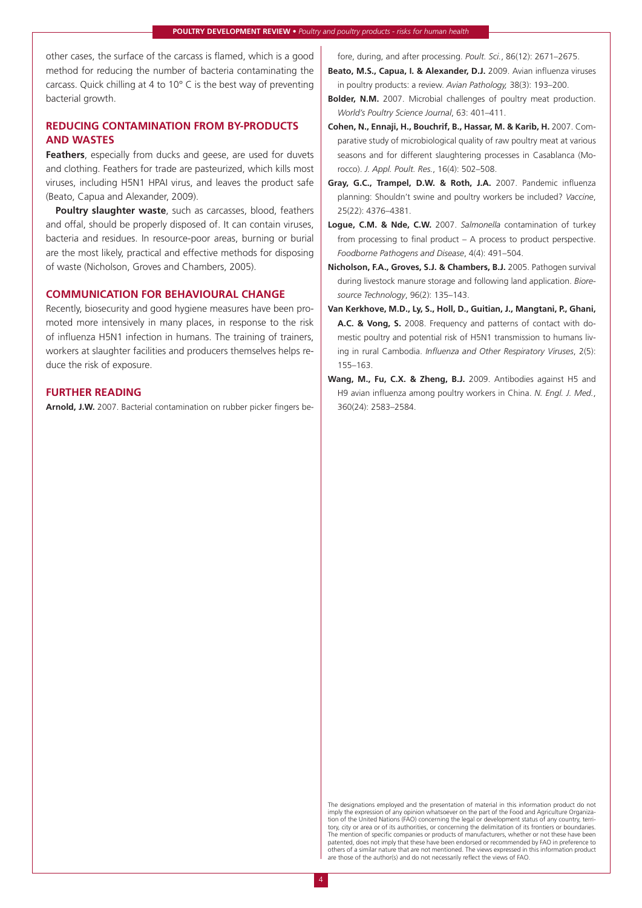other cases, the surface of the carcass is flamed, which is a good method for reducing the number of bacteria contaminating the carcass. Quick chilling at 4 to 10° C is the best way of preventing bacterial growth.

## REDUCING CONTAMINATION FROM BY-PRODUCTS AND WASTES

**Feathers**, especially from ducks and geese, are used for duvets and clothing. Feathers for trade are pasteurized, which kills most viruses, including H5N1 HPAI virus, and leaves the product safe (Beato, Capua and Alexander, 2009).

**Poultry slaughter waste**, such as carcasses, blood, feathers and offal, should be properly disposed of. It can contain viruses, bacteria and residues. In resource-poor areas, burning or burial are the most likely, practical and effective methods for disposing of waste (Nicholson, Groves and Chambers, 2005).

## COMMUNICATION FOR BEHAVIOURAL CHANGE

Recently, biosecurity and good hygiene measures have been promoted more intensively in many places, in response to the risk of influenza H5N1 infection in humans. The training of trainers, workers at slaughter facilities and producers themselves helps reduce the risk of exposure.

## FURTHER READING

**Arnold, J.W.** 2007. Bacterial contamination on rubber picker fingers before, during, and after processing. *Poult. Sci.*, 86(12): 2671–2675.

**Beato, M.S., Capua, I. & Alexander, D.J.** 2009. Avian influenza viruses in poultry products: a review. *Avian Pathology,* 38(3): 193–200.

**Bolder, N.M.** 2007. Microbial challenges of poultry meat production. *World's Poultry Science Journal*, 63: 401–411.

**Cohen, N., Ennaji, H., Bouchrif, B., Hassar, M. & Karib, H.** 2007. Comparative study of microbiological quality of raw poultry meat at various seasons and for different slaughtering processes in Casablanca (Morocco). *J. Appl. Poult. Res.*, 16(4): 502–508.

**Gray, G.C., Trampel, D.W. & Roth, J.A.** 2007. Pandemic influenza planning: Shouldn't swine and poultry workers be included? *Vaccine*, 25(22): 4376–4381.

**Logue, C.M. & Nde, C.W.** 2007. *Salmonella* contamination of turkey from processing to final product – A process to product perspective. *Foodborne Pathogens and Disease*, 4(4): 491–504.

**Nicholson, F.A., Groves, S.J. & Chambers, B.J.** 2005. Pathogen survival during livestock manure storage and following land application. *Bioresource Technology*, 96(2): 135–143.

**Van Kerkhove, M.D., Ly, S., Holl, D., Guitian, J., Mangtani, P., Ghani, A.C. & Vong, S.** 2008. Frequency and patterns of contact with domestic poultry and potential risk of H5N1 transmission to humans living in rural Cambodia. *Influenza and Other Respiratory Viruses*, 2(5): 155–163.

**Wang, M., Fu, C.X. & Zheng, B.J.** 2009. Antibodies against H5 and H9 avian influenza among poultry workers in China. *N. Engl. J. Med.*, 360(24): 2583–2584.

The designations employed and the presentation of material in this information product do not imply the expression of any opinion whatsoever on the part of the Food and Agriculture Organization of the United Nations (FAO) concerning the legal or development status of any country, territory, city or area or of its authorities, or concerning the delimitation of its frontiers or boundaries. The mention of specific companies or products of manufacturers, whether or not these have been patented, does not imply that these have been endorsed or recommended by FAO in preference to others of a similar nature that are not mentioned. The views expressed in this information product are those of the author(s) and do not necessarily reflect the views of FAO.